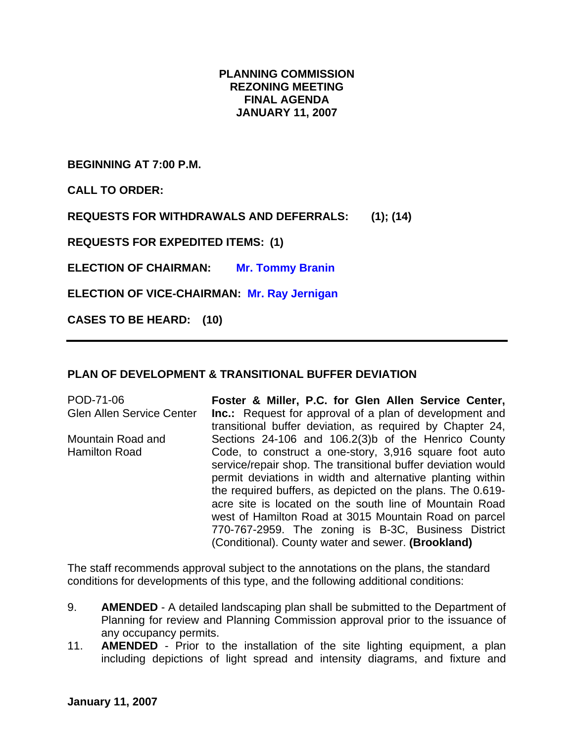# PLANNING COMMISSION
# REZONING MEETING
# FINAL AGENDA
# JANUARY 11, 2007

**BEGINNING AT 7:00 P.M.**

**CALL TO ORDER:**

**REQUESTS FOR WITHDRAWALS AND DEFERRALS: (1); (14)**

**REQUESTS FOR EXPEDITED ITEMS: (1)**

**ELECTION OF CHAIRMAN: Mr. Tommy Branin**

**ELECTION OF VICE-CHAIRMAN: Mr. Ray Jernigan**

**CASES TO BE HEARD: (10)**

---

## PLAN OF DEVELOPMENT & TRANSITIONAL BUFFER DEVIATION

POD-71-06
Glen Allen Service Center

Mountain Road and
Hamilton Road

**Foster & Miller, P.C. for Glen Allen Service Center, Inc.:** Request for approval of a plan of development and transitional buffer deviation, as required by Chapter 24, Sections 24-106 and 106.2(3)b of the Henrico County Code, to construct a one-story, 3,916 square foot auto service/repair shop. The transitional buffer deviation would permit deviations in width and alternative planting within the required buffers, as depicted on the plans. The 0.619-acre site is located on the south line of Mountain Road west of Hamilton Road at 3015 Mountain Road on parcel 770-767-2959. The zoning is B-3C, Business District (Conditional). County water and sewer. **(Brookland)**

The staff recommends approval subject to the annotations on the plans, the standard conditions for developments of this type, and the following additional conditions:

9. **AMENDED** - A detailed landscaping plan shall be submitted to the Department of Planning for review and Planning Commission approval prior to the issuance of any occupancy permits.
11. **AMENDED** - Prior to the installation of the site lighting equipment, a plan including depictions of light spread and intensity diagrams, and fixture and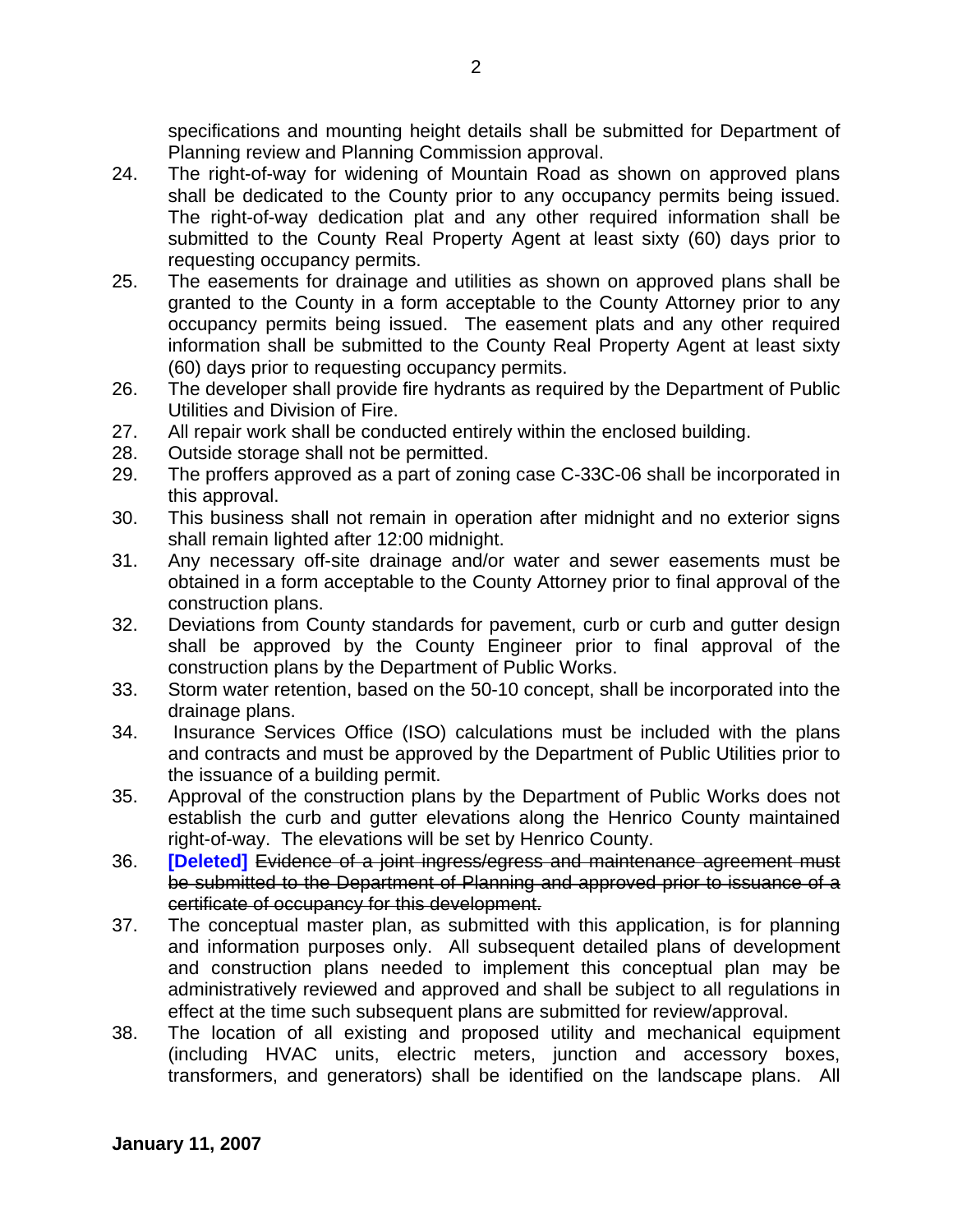specifications and mounting height details shall be submitted for Department of Planning review and Planning Commission approval.

24. The right-of-way for widening of Mountain Road as shown on approved plans shall be dedicated to the County prior to any occupancy permits being issued. The right-of-way dedication plat and any other required information shall be submitted to the County Real Property Agent at least sixty (60) days prior to requesting occupancy permits.
25. The easements for drainage and utilities as shown on approved plans shall be granted to the County in a form acceptable to the County Attorney prior to any occupancy permits being issued. The easement plats and any other required information shall be submitted to the County Real Property Agent at least sixty (60) days prior to requesting occupancy permits.
26. The developer shall provide fire hydrants as required by the Department of Public Utilities and Division of Fire.
27. All repair work shall be conducted entirely within the enclosed building.
28. Outside storage shall not be permitted.
29. The proffers approved as a part of zoning case C-33C-06 shall be incorporated in this approval.
30. This business shall not remain in operation after midnight and no exterior signs shall remain lighted after 12:00 midnight.
31. Any necessary off-site drainage and/or water and sewer easements must be obtained in a form acceptable to the County Attorney prior to final approval of the construction plans.
32. Deviations from County standards for pavement, curb or curb and gutter design shall be approved by the County Engineer prior to final approval of the construction plans by the Department of Public Works.
33. Storm water retention, based on the 50-10 concept, shall be incorporated into the drainage plans.
34. Insurance Services Office (ISO) calculations must be included with the plans and contracts and must be approved by the Department of Public Utilities prior to the issuance of a building permit.
35. Approval of the construction plans by the Department of Public Works does not establish the curb and gutter elevations along the Henrico County maintained right-of-way. The elevations will be set by Henrico County.
36. **[Deleted]** ~~Evidence of a joint ingress/egress and maintenance agreement must be submitted to the Department of Planning and approved prior to issuance of a certificate of occupancy for this development.~~
37. The conceptual master plan, as submitted with this application, is for planning and information purposes only. All subsequent detailed plans of development and construction plans needed to implement this conceptual plan may be administratively reviewed and approved and shall be subject to all regulations in effect at the time such subsequent plans are submitted for review/approval.
38. The location of all existing and proposed utility and mechanical equipment (including HVAC units, electric meters, junction and accessory boxes, transformers, and generators) shall be identified on the landscape plans. All

**January 11, 2007**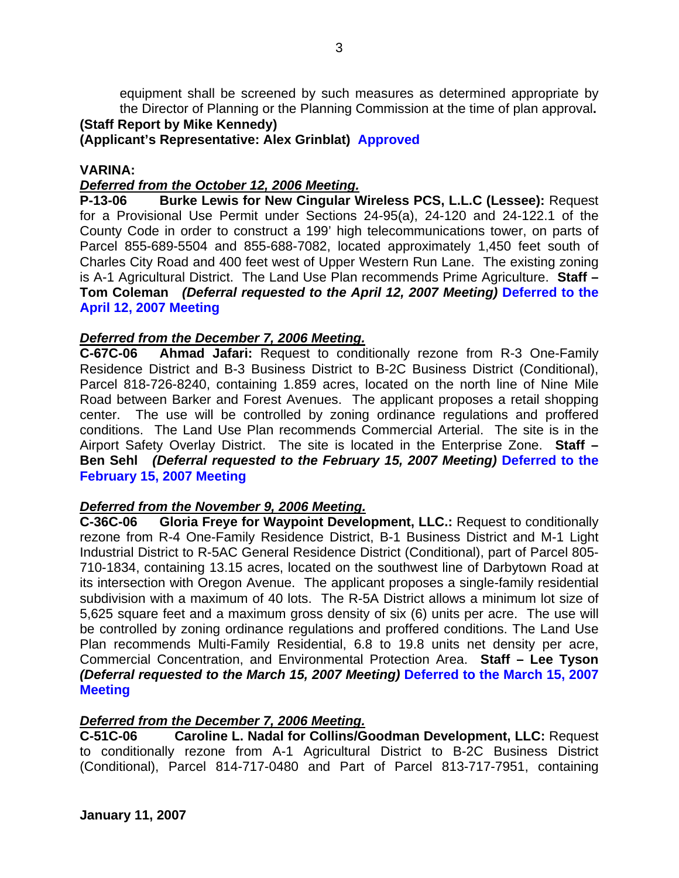equipment shall be screened by such measures as determined appropriate by the Director of Planning or the Planning Commission at the time of plan approval**.**

**(Staff Report by Mike Kennedy)**
**(Applicant's Representative: Alex Grinblat) Approved**

**VARINA:**

***Deferred from the October 12, 2006 Meeting.***

**P-13-06 Burke Lewis for New Cingular Wireless PCS, L.L.C (Lessee):** Request for a Provisional Use Permit under Sections 24-95(a), 24-120 and 24-122.1 of the County Code in order to construct a 199' high telecommunications tower, on parts of Parcel 855-689-5504 and 855-688-7082, located approximately 1,450 feet south of Charles City Road and 400 feet west of Upper Western Run Lane. The existing zoning is A-1 Agricultural District. The Land Use Plan recommends Prime Agriculture. **Staff – Tom Coleman** ***(Deferral requested to the April 12, 2007 Meeting)*** **Deferred to the April 12, 2007 Meeting**

***Deferred from the December 7, 2006 Meeting.***

**C-67C-06 Ahmad Jafari:** Request to conditionally rezone from R-3 One-Family Residence District and B-3 Business District to B-2C Business District (Conditional), Parcel 818-726-8240, containing 1.859 acres, located on the north line of Nine Mile Road between Barker and Forest Avenues. The applicant proposes a retail shopping center. The use will be controlled by zoning ordinance regulations and proffered conditions. The Land Use Plan recommends Commercial Arterial. The site is in the Airport Safety Overlay District. The site is located in the Enterprise Zone. **Staff – Ben Sehl** ***(Deferral requested to the February 15, 2007 Meeting)*** **Deferred to the February 15, 2007 Meeting**

***Deferred from the November 9, 2006 Meeting.***

**C-36C-06 Gloria Freye for Waypoint Development, LLC.:** Request to conditionally rezone from R-4 One-Family Residence District, B-1 Business District and M-1 Light Industrial District to R-5AC General Residence District (Conditional), part of Parcel 805-710-1834, containing 13.15 acres, located on the southwest line of Darbytown Road at its intersection with Oregon Avenue. The applicant proposes a single-family residential subdivision with a maximum of 40 lots. The R-5A District allows a minimum lot size of 5,625 square feet and a maximum gross density of six (6) units per acre. The use will be controlled by zoning ordinance regulations and proffered conditions. The Land Use Plan recommends Multi-Family Residential, 6.8 to 19.8 units net density per acre, Commercial Concentration, and Environmental Protection Area. **Staff – Lee Tyson** ***(Deferral requested to the March 15, 2007 Meeting)*** **Deferred to the March 15, 2007 Meeting**

***Deferred from the December 7, 2006 Meeting.***

**C-51C-06 Caroline L. Nadal for Collins/Goodman Development, LLC:** Request to conditionally rezone from A-1 Agricultural District to B-2C Business District (Conditional), Parcel 814-717-0480 and Part of Parcel 813-717-7951, containing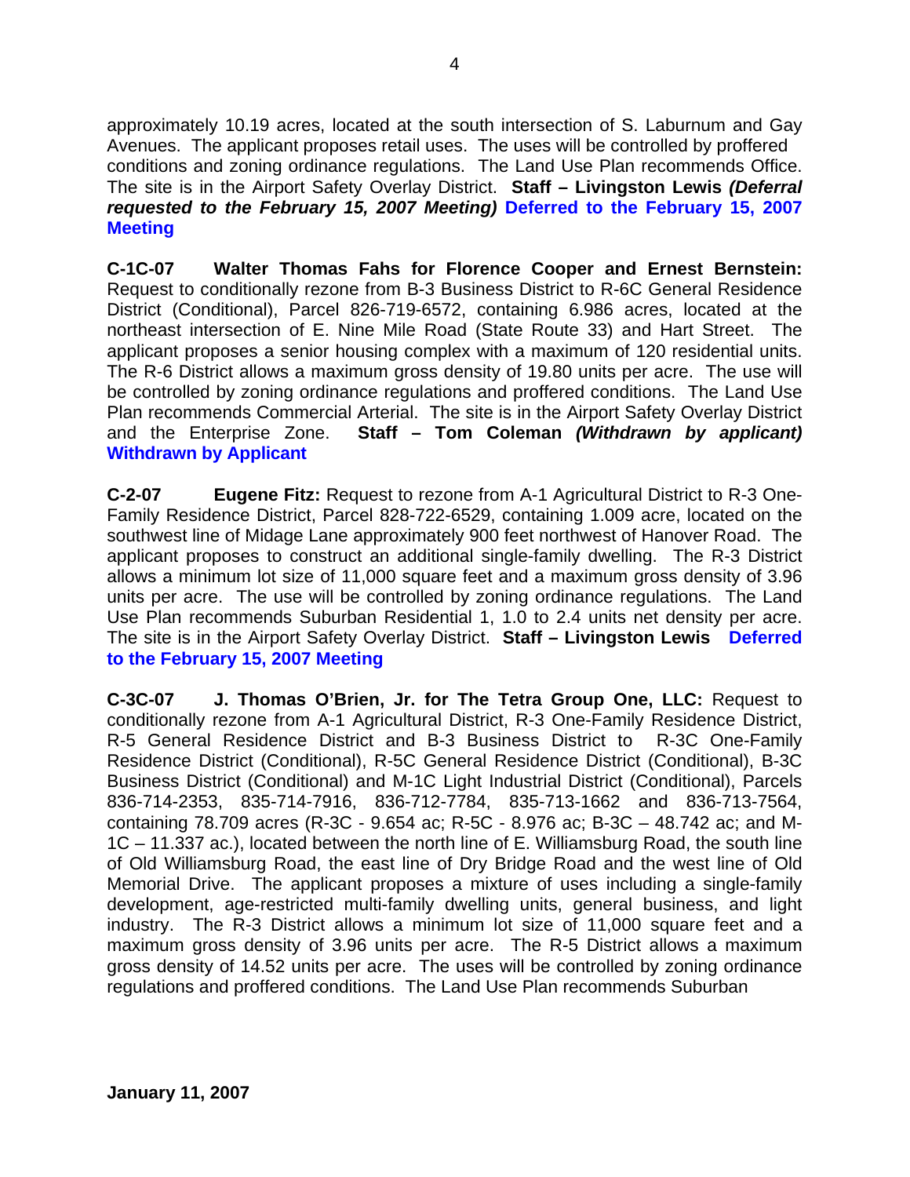approximately 10.19 acres, located at the south intersection of S. Laburnum and Gay Avenues. The applicant proposes retail uses. The uses will be controlled by proffered conditions and zoning ordinance regulations. The Land Use Plan recommends Office. The site is in the Airport Safety Overlay District. **Staff – Livingston Lewis** ***(Deferral requested to the February 15, 2007 Meeting)*** **Deferred to the February 15, 2007 Meeting**

**C-1C-07 Walter Thomas Fahs for Florence Cooper and Ernest Bernstein:** Request to conditionally rezone from B-3 Business District to R-6C General Residence District (Conditional), Parcel 826-719-6572, containing 6.986 acres, located at the northeast intersection of E. Nine Mile Road (State Route 33) and Hart Street. The applicant proposes a senior housing complex with a maximum of 120 residential units. The R-6 District allows a maximum gross density of 19.80 units per acre. The use will be controlled by zoning ordinance regulations and proffered conditions. The Land Use Plan recommends Commercial Arterial. The site is in the Airport Safety Overlay District and the Enterprise Zone. **Staff – Tom Coleman** ***(Withdrawn by applicant)*** **Withdrawn by Applicant**

**C-2-07 Eugene Fitz:** Request to rezone from A-1 Agricultural District to R-3 One-Family Residence District, Parcel 828-722-6529, containing 1.009 acre, located on the southwest line of Midage Lane approximately 900 feet northwest of Hanover Road. The applicant proposes to construct an additional single-family dwelling. The R-3 District allows a minimum lot size of 11,000 square feet and a maximum gross density of 3.96 units per acre. The use will be controlled by zoning ordinance regulations. The Land Use Plan recommends Suburban Residential 1, 1.0 to 2.4 units net density per acre. The site is in the Airport Safety Overlay District. **Staff – Livingston Lewis** **Deferred to the February 15, 2007 Meeting**

**C-3C-07 J. Thomas O'Brien, Jr. for The Tetra Group One, LLC:** Request to conditionally rezone from A-1 Agricultural District, R-3 One-Family Residence District, R-5 General Residence District and B-3 Business District to R-3C One-Family Residence District (Conditional), R-5C General Residence District (Conditional), B-3C Business District (Conditional) and M-1C Light Industrial District (Conditional), Parcels 836-714-2353, 835-714-7916, 836-712-7784, 835-713-1662 and 836-713-7564, containing 78.709 acres (R-3C - 9.654 ac; R-5C - 8.976 ac; B-3C – 48.742 ac; and M-1C – 11.337 ac.), located between the north line of E. Williamsburg Road, the south line of Old Williamsburg Road, the east line of Dry Bridge Road and the west line of Old Memorial Drive. The applicant proposes a mixture of uses including a single-family development, age-restricted multi-family dwelling units, general business, and light industry. The R-3 District allows a minimum lot size of 11,000 square feet and a maximum gross density of 3.96 units per acre. The R-5 District allows a maximum gross density of 14.52 units per acre. The uses will be controlled by zoning ordinance regulations and proffered conditions. The Land Use Plan recommends Suburban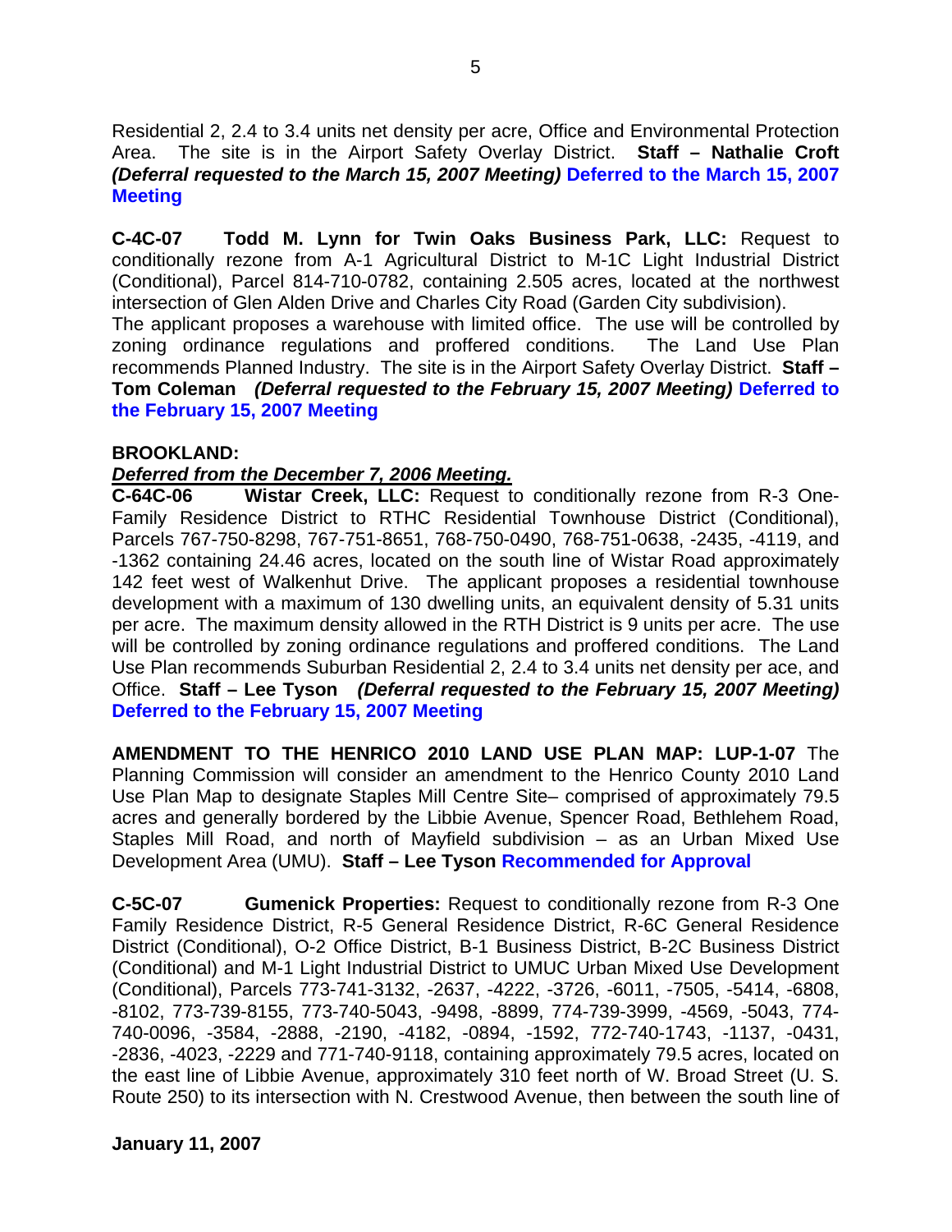Residential 2, 2.4 to 3.4 units net density per acre, Office and Environmental Protection Area. The site is in the Airport Safety Overlay District. **Staff – Nathalie Croft** ***(Deferral requested to the March 15, 2007 Meeting)*** **Deferred to the March 15, 2007 Meeting**

**C-4C-07 Todd M. Lynn for Twin Oaks Business Park, LLC:** Request to conditionally rezone from A-1 Agricultural District to M-1C Light Industrial District (Conditional), Parcel 814-710-0782, containing 2.505 acres, located at the northwest intersection of Glen Alden Drive and Charles City Road (Garden City subdivision). The applicant proposes a warehouse with limited office. The use will be controlled by zoning ordinance regulations and proffered conditions. The Land Use Plan recommends Planned Industry. The site is in the Airport Safety Overlay District. **Staff – Tom Coleman** ***(Deferral requested to the February 15, 2007 Meeting)*** **Deferred to the February 15, 2007 Meeting**

**BROOKLAND:**

***Deferred from the December 7, 2006 Meeting.***

**C-64C-06 Wistar Creek, LLC:** Request to conditionally rezone from R-3 One-Family Residence District to RTHC Residential Townhouse District (Conditional), Parcels 767-750-8298, 767-751-8651, 768-750-0490, 768-751-0638, -2435, -4119, and -1362 containing 24.46 acres, located on the south line of Wistar Road approximately 142 feet west of Walkenhut Drive. The applicant proposes a residential townhouse development with a maximum of 130 dwelling units, an equivalent density of 5.31 units per acre. The maximum density allowed in the RTH District is 9 units per acre. The use will be controlled by zoning ordinance regulations and proffered conditions. The Land Use Plan recommends Suburban Residential 2, 2.4 to 3.4 units net density per ace, and Office. **Staff – Lee Tyson** ***(Deferral requested to the February 15, 2007 Meeting)*** **Deferred to the February 15, 2007 Meeting**

**AMENDMENT TO THE HENRICO 2010 LAND USE PLAN MAP: LUP-1-07** The Planning Commission will consider an amendment to the Henrico County 2010 Land Use Plan Map to designate Staples Mill Centre Site– comprised of approximately 79.5 acres and generally bordered by the Libbie Avenue, Spencer Road, Bethlehem Road, Staples Mill Road, and north of Mayfield subdivision – as an Urban Mixed Use Development Area (UMU). **Staff – Lee Tyson** **Recommended for Approval**

**C-5C-07 Gumenick Properties:** Request to conditionally rezone from R-3 One Family Residence District, R-5 General Residence District, R-6C General Residence District (Conditional), O-2 Office District, B-1 Business District, B-2C Business District (Conditional) and M-1 Light Industrial District to UMUC Urban Mixed Use Development (Conditional), Parcels 773-741-3132, -2637, -4222, -3726, -6011, -7505, -5414, -6808, -8102, 773-739-8155, 773-740-5043, -9498, -8899, 774-739-3999, -4569, -5043, 774-740-0096, -3584, -2888, -2190, -4182, -0894, -1592, 772-740-1743, -1137, -0431, -2836, -4023, -2229 and 771-740-9118, containing approximately 79.5 acres, located on the east line of Libbie Avenue, approximately 310 feet north of W. Broad Street (U. S. Route 250) to its intersection with N. Crestwood Avenue, then between the south line of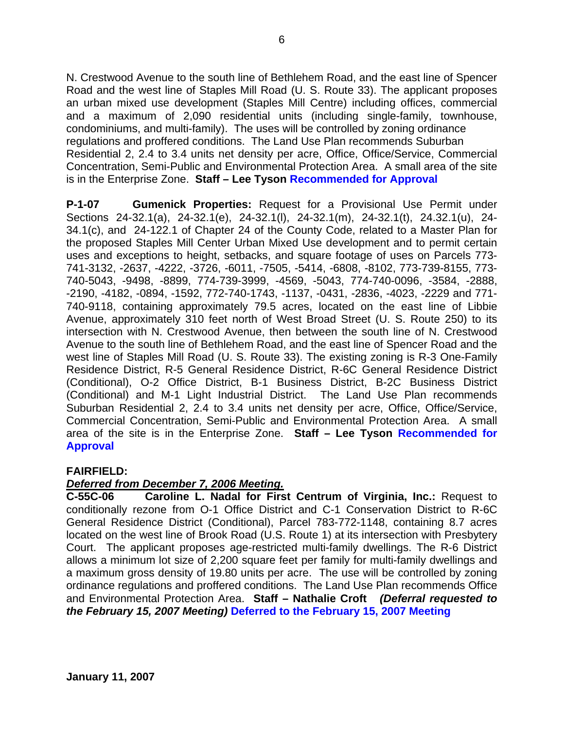N. Crestwood Avenue to the south line of Bethlehem Road, and the east line of Spencer Road and the west line of Staples Mill Road (U. S. Route 33). The applicant proposes an urban mixed use development (Staples Mill Centre) including offices, commercial and a maximum of 2,090 residential units (including single-family, townhouse, condominiums, and multi-family). The uses will be controlled by zoning ordinance regulations and proffered conditions. The Land Use Plan recommends Suburban Residential 2, 2.4 to 3.4 units net density per acre, Office, Office/Service, Commercial Concentration, Semi-Public and Environmental Protection Area. A small area of the site is in the Enterprise Zone. **Staff – Lee Tyson** **Recommended for Approval**

**P-1-07 Gumenick Properties:** Request for a Provisional Use Permit under Sections 24-32.1(a), 24-32.1(e), 24-32.1(l), 24-32.1(m), 24-32.1(t), 24.32.1(u), 24-34.1(c), and 24-122.1 of Chapter 24 of the County Code, related to a Master Plan for the proposed Staples Mill Center Urban Mixed Use development and to permit certain uses and exceptions to height, setbacks, and square footage of uses on Parcels 773-741-3132, -2637, -4222, -3726, -6011, -7505, -5414, -6808, -8102, 773-739-8155, 773-740-5043, -9498, -8899, 774-739-3999, -4569, -5043, 774-740-0096, -3584, -2888, -2190, -4182, -0894, -1592, 772-740-1743, -1137, -0431, -2836, -4023, -2229 and 771-740-9118, containing approximately 79.5 acres, located on the east line of Libbie Avenue, approximately 310 feet north of West Broad Street (U. S. Route 250) to its intersection with N. Crestwood Avenue, then between the south line of N. Crestwood Avenue to the south line of Bethlehem Road, and the east line of Spencer Road and the west line of Staples Mill Road (U. S. Route 33). The existing zoning is R-3 One-Family Residence District, R-5 General Residence District, R-6C General Residence District (Conditional), O-2 Office District, B-1 Business District, B-2C Business District (Conditional) and M-1 Light Industrial District. The Land Use Plan recommends Suburban Residential 2, 2.4 to 3.4 units net density per acre, Office, Office/Service, Commercial Concentration, Semi-Public and Environmental Protection Area. A small area of the site is in the Enterprise Zone. **Staff – Lee Tyson** **Recommended for Approval**

**FAIRFIELD:**

***Deferred from December 7, 2006 Meeting.***

**C-55C-06 Caroline L. Nadal for First Centrum of Virginia, Inc.:** Request to conditionally rezone from O-1 Office District and C-1 Conservation District to R-6C General Residence District (Conditional), Parcel 783-772-1148, containing 8.7 acres located on the west line of Brook Road (U.S. Route 1) at its intersection with Presbytery Court. The applicant proposes age-restricted multi-family dwellings. The R-6 District allows a minimum lot size of 2,200 square feet per family for multi-family dwellings and a maximum gross density of 19.80 units per acre. The use will be controlled by zoning ordinance regulations and proffered conditions. The Land Use Plan recommends Office and Environmental Protection Area. **Staff – Nathalie Croft** ***(Deferral requested to the February 15, 2007 Meeting)*** **Deferred to the February 15, 2007 Meeting**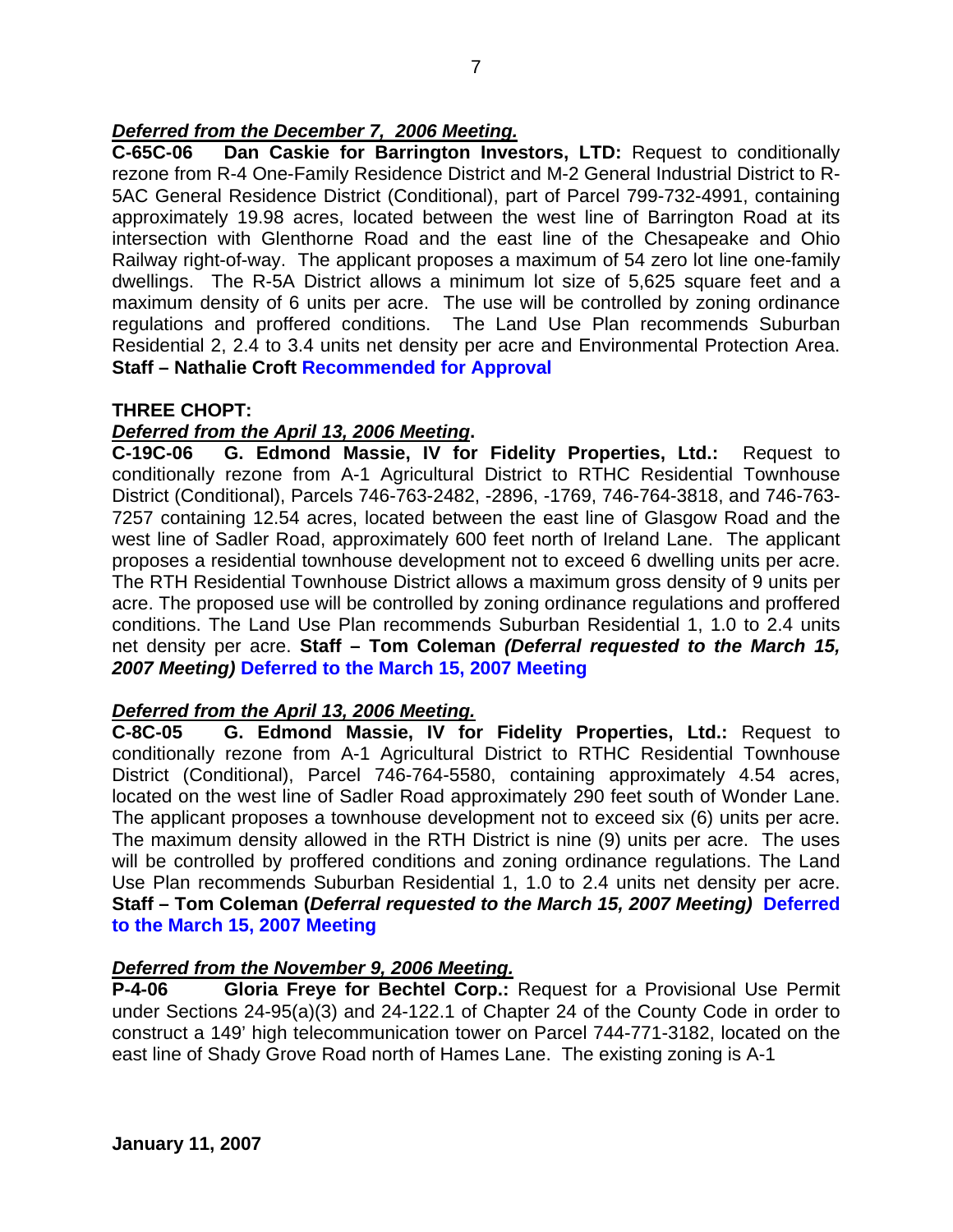***Deferred from the December 7, 2006 Meeting.***

**C-65C-06 Dan Caskie for Barrington Investors, LTD:** Request to conditionally rezone from R-4 One-Family Residence District and M-2 General Industrial District to R-5AC General Residence District (Conditional), part of Parcel 799-732-4991, containing approximately 19.98 acres, located between the west line of Barrington Road at its intersection with Glenthorne Road and the east line of the Chesapeake and Ohio Railway right-of-way. The applicant proposes a maximum of 54 zero lot line one-family dwellings. The R-5A District allows a minimum lot size of 5,625 square feet and a maximum density of 6 units per acre. The use will be controlled by zoning ordinance regulations and proffered conditions. The Land Use Plan recommends Suburban Residential 2, 2.4 to 3.4 units net density per acre and Environmental Protection Area. **Staff – Nathalie Croft Recommended for Approval**

**THREE CHOPT:**

***Deferred from the April 13, 2006 Meeting.***

**C-19C-06 G. Edmond Massie, IV for Fidelity Properties, Ltd.:** Request to conditionally rezone from A-1 Agricultural District to RTHC Residential Townhouse District (Conditional), Parcels 746-763-2482, -2896, -1769, 746-764-3818, and 746-763-7257 containing 12.54 acres, located between the east line of Glasgow Road and the west line of Sadler Road, approximately 600 feet north of Ireland Lane. The applicant proposes a residential townhouse development not to exceed 6 dwelling units per acre. The RTH Residential Townhouse District allows a maximum gross density of 9 units per acre. The proposed use will be controlled by zoning ordinance regulations and proffered conditions. The Land Use Plan recommends Suburban Residential 1, 1.0 to 2.4 units net density per acre. **Staff – Tom Coleman *(Deferral requested to the March 15, 2007 Meeting)* Deferred to the March 15, 2007 Meeting**

***Deferred from the April 13, 2006 Meeting.***

**C-8C-05 G. Edmond Massie, IV for Fidelity Properties, Ltd.:** Request to conditionally rezone from A-1 Agricultural District to RTHC Residential Townhouse District (Conditional), Parcel 746-764-5580, containing approximately 4.54 acres, located on the west line of Sadler Road approximately 290 feet south of Wonder Lane. The applicant proposes a townhouse development not to exceed six (6) units per acre. The maximum density allowed in the RTH District is nine (9) units per acre. The uses will be controlled by proffered conditions and zoning ordinance regulations. The Land Use Plan recommends Suburban Residential 1, 1.0 to 2.4 units net density per acre. **Staff – Tom Coleman (*Deferral requested to the March 15, 2007 Meeting)* Deferred to the March 15, 2007 Meeting**

***Deferred from the November 9, 2006 Meeting.***

**P-4-06 Gloria Freye for Bechtel Corp.:** Request for a Provisional Use Permit under Sections 24-95(a)(3) and 24-122.1 of Chapter 24 of the County Code in order to construct a 149' high telecommunication tower on Parcel 744-771-3182, located on the east line of Shady Grove Road north of Hames Lane. The existing zoning is A-1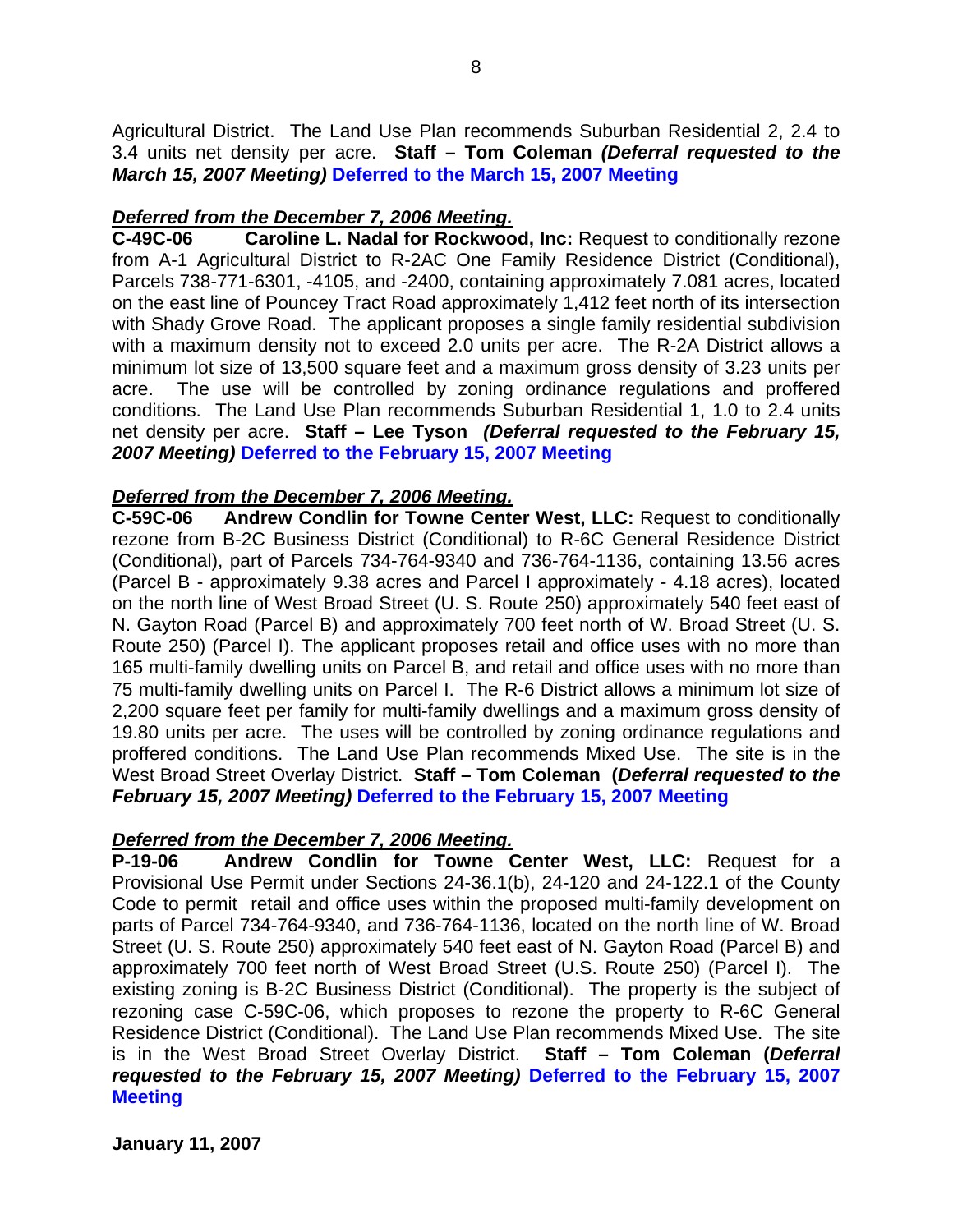Agricultural District. The Land Use Plan recommends Suburban Residential 2, 2.4 to 3.4 units net density per acre. **Staff – Tom Coleman *(Deferral requested to the March 15, 2007 Meeting)* Deferred to the March 15, 2007 Meeting**

***Deferred from the December 7, 2006 Meeting.***
**C-49C-06 Caroline L. Nadal for Rockwood, Inc:** Request to conditionally rezone from A-1 Agricultural District to R-2AC One Family Residence District (Conditional), Parcels 738-771-6301, -4105, and -2400, containing approximately 7.081 acres, located on the east line of Pouncey Tract Road approximately 1,412 feet north of its intersection with Shady Grove Road. The applicant proposes a single family residential subdivision with a maximum density not to exceed 2.0 units per acre. The R-2A District allows a minimum lot size of 13,500 square feet and a maximum gross density of 3.23 units per acre. The use will be controlled by zoning ordinance regulations and proffered conditions. The Land Use Plan recommends Suburban Residential 1, 1.0 to 2.4 units net density per acre. **Staff – Lee Tyson *(Deferral requested to the February 15, 2007 Meeting)* Deferred to the February 15, 2007 Meeting**

***Deferred from the December 7, 2006 Meeting.***
**C-59C-06 Andrew Condlin for Towne Center West, LLC:** Request to conditionally rezone from B-2C Business District (Conditional) to R-6C General Residence District (Conditional), part of Parcels 734-764-9340 and 736-764-1136, containing 13.56 acres (Parcel B - approximately 9.38 acres and Parcel I approximately - 4.18 acres), located on the north line of West Broad Street (U. S. Route 250) approximately 540 feet east of N. Gayton Road (Parcel B) and approximately 700 feet north of W. Broad Street (U. S. Route 250) (Parcel I). The applicant proposes retail and office uses with no more than 165 multi-family dwelling units on Parcel B, and retail and office uses with no more than 75 multi-family dwelling units on Parcel I. The R-6 District allows a minimum lot size of 2,200 square feet per family for multi-family dwellings and a maximum gross density of 19.80 units per acre. The uses will be controlled by zoning ordinance regulations and proffered conditions. The Land Use Plan recommends Mixed Use. The site is in the West Broad Street Overlay District. **Staff – Tom Coleman *(Deferral requested to the February 15, 2007 Meeting)* Deferred to the February 15, 2007 Meeting**

***Deferred from the December 7, 2006 Meeting.***
**P-19-06 Andrew Condlin for Towne Center West, LLC:** Request for a Provisional Use Permit under Sections 24-36.1(b), 24-120 and 24-122.1 of the County Code to permit retail and office uses within the proposed multi-family development on parts of Parcel 734-764-9340, and 736-764-1136, located on the north line of W. Broad Street (U. S. Route 250) approximately 540 feet east of N. Gayton Road (Parcel B) and approximately 700 feet north of West Broad Street (U.S. Route 250) (Parcel I). The existing zoning is B-2C Business District (Conditional). The property is the subject of rezoning case C-59C-06, which proposes to rezone the property to R-6C General Residence District (Conditional). The Land Use Plan recommends Mixed Use. The site is in the West Broad Street Overlay District. **Staff – Tom Coleman *(Deferral requested to the February 15, 2007 Meeting)* Deferred to the February 15, 2007 Meeting**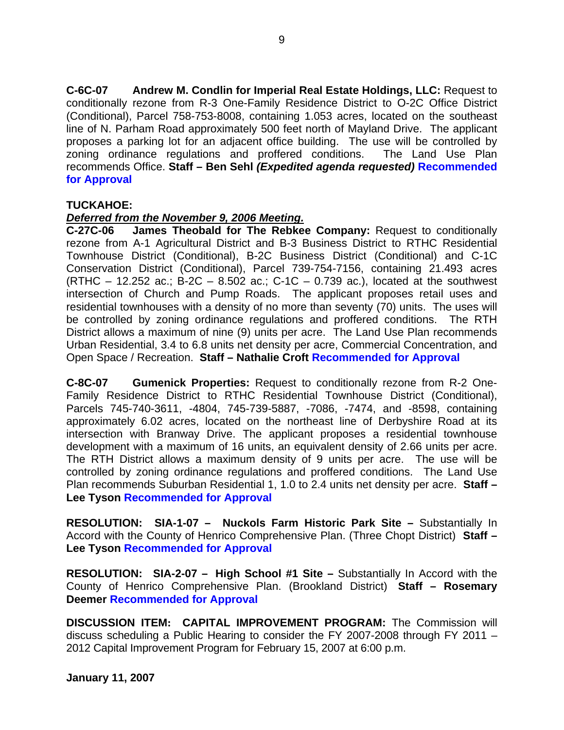**C-6C-07 Andrew M. Condlin for Imperial Real Estate Holdings, LLC:** Request to conditionally rezone from R-3 One-Family Residence District to O-2C Office District (Conditional), Parcel 758-753-8008, containing 1.053 acres, located on the southeast line of N. Parham Road approximately 500 feet north of Mayland Drive. The applicant proposes a parking lot for an adjacent office building. The use will be controlled by zoning ordinance regulations and proffered conditions. The Land Use Plan recommends Office. **Staff – Ben Sehl *(Expedited agenda requested)* Recommended for Approval**

**TUCKAHOE:**

***Deferred from the November 9, 2006 Meeting.***

**C-27C-06 James Theobald for The Rebkee Company:** Request to conditionally rezone from A-1 Agricultural District and B-3 Business District to RTHC Residential Townhouse District (Conditional), B-2C Business District (Conditional) and C-1C Conservation District (Conditional), Parcel 739-754-7156, containing 21.493 acres (RTHC – 12.252 ac.; B-2C – 8.502 ac.; C-1C – 0.739 ac.), located at the southwest intersection of Church and Pump Roads. The applicant proposes retail uses and residential townhouses with a density of no more than seventy (70) units. The uses will be controlled by zoning ordinance regulations and proffered conditions. The RTH District allows a maximum of nine (9) units per acre. The Land Use Plan recommends Urban Residential, 3.4 to 6.8 units net density per acre, Commercial Concentration, and Open Space / Recreation. **Staff – Nathalie Croft Recommended for Approval**

**C-8C-07 Gumenick Properties:** Request to conditionally rezone from R-2 One-Family Residence District to RTHC Residential Townhouse District (Conditional), Parcels 745-740-3611, -4804, 745-739-5887, -7086, -7474, and -8598, containing approximately 6.02 acres, located on the northeast line of Derbyshire Road at its intersection with Branway Drive. The applicant proposes a residential townhouse development with a maximum of 16 units, an equivalent density of 2.66 units per acre. The RTH District allows a maximum density of 9 units per acre. The use will be controlled by zoning ordinance regulations and proffered conditions. The Land Use Plan recommends Suburban Residential 1, 1.0 to 2.4 units net density per acre. **Staff – Lee Tyson Recommended for Approval**

**RESOLUTION: SIA-1-07 – Nuckols Farm Historic Park Site –** Substantially In Accord with the County of Henrico Comprehensive Plan. (Three Chopt District) **Staff – Lee Tyson Recommended for Approval**

**RESOLUTION: SIA-2-07 – High School #1 Site –** Substantially In Accord with the County of Henrico Comprehensive Plan. (Brookland District) **Staff – Rosemary Deemer Recommended for Approval**

**DISCUSSION ITEM: CAPITAL IMPROVEMENT PROGRAM:** The Commission will discuss scheduling a Public Hearing to consider the FY 2007-2008 through FY 2011 – 2012 Capital Improvement Program for February 15, 2007 at 6:00 p.m.

**January 11, 2007**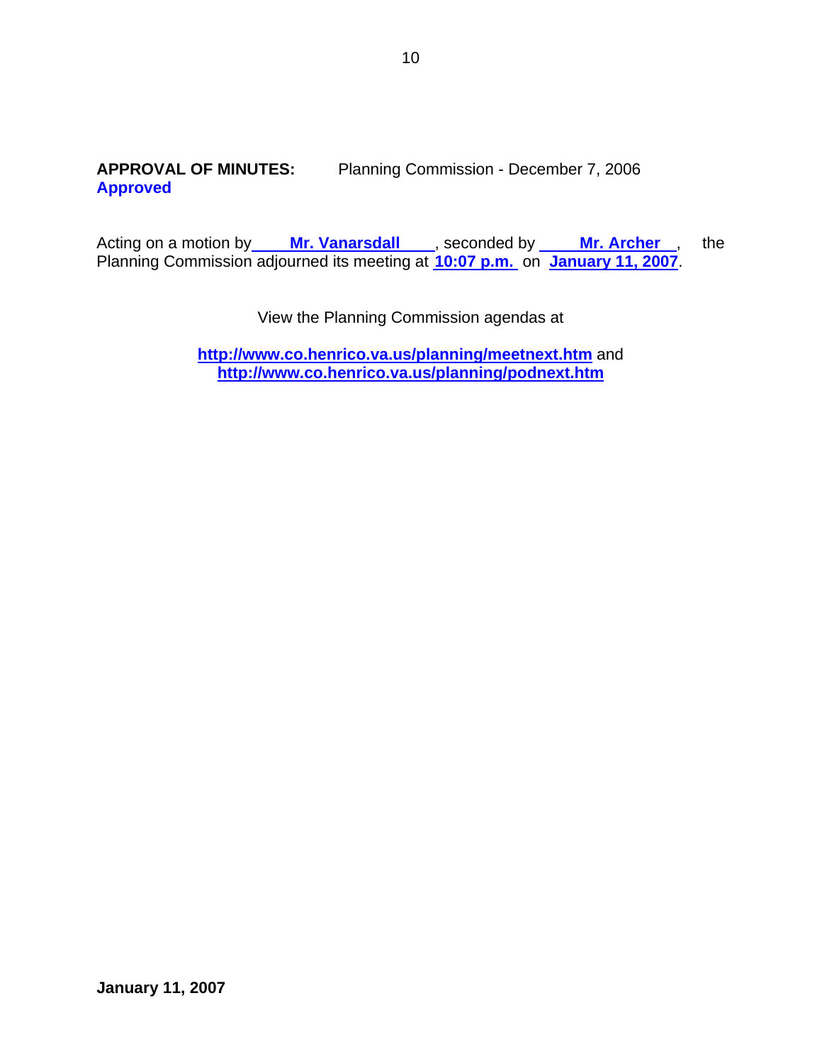**APPROVAL OF MINUTES:** Planning Commission - December 7, 2006
**Approved**

Acting on a motion by **Mr. Vanarsdall**, seconded by **Mr. Archer**, the Planning Commission adjourned its meeting at **10:07 p.m.** on **January 11, 2007**.

View the Planning Commission agendas at

**http://www.co.henrico.va.us/planning/meetnext.htm** and
**http://www.co.henrico.va.us/planning/podnext.htm**